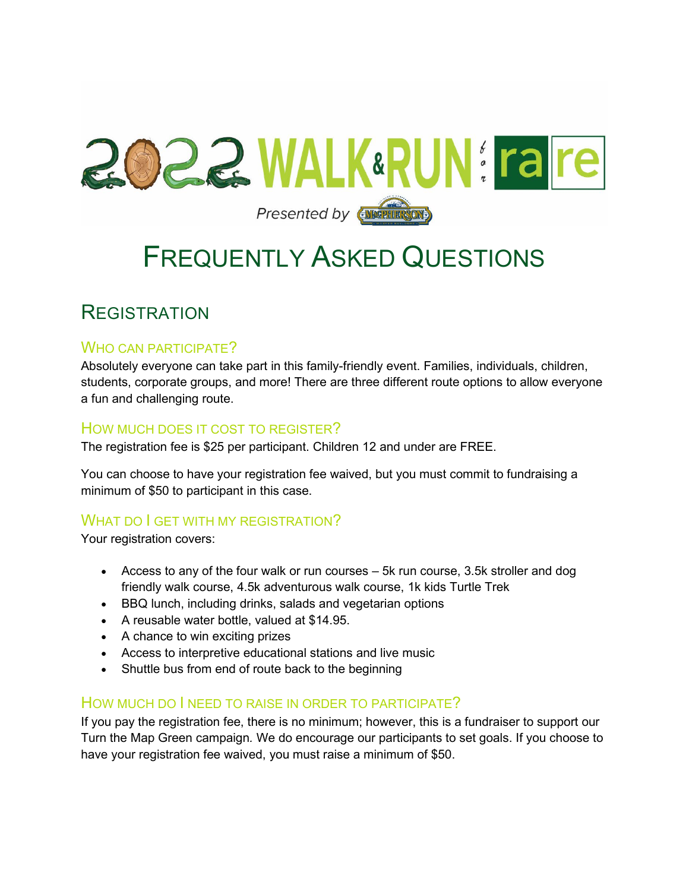# 2022 WALK&RUN for rare

Presented by MACPHERSON

# Frequently Asked Questions

## Registration

### Who can participate?

Absolutely everyone can take part in this family-friendly event. Families, individuals, children, students, corporate groups, and more! There are three different route options to allow everyone a fun and challenging route.

### How much does it cost to register?

The registration fee is $25 per participant. Children 12 and under are FREE.

You can choose to have your registration fee waived, but you must commit to fundraising a minimum of $50 to participant in this case.

### What do I get with my registration?

Your registration covers:

- Access to any of the four walk or run courses – 5k run course, 3.5k stroller and dog friendly walk course, 4.5k adventurous walk course, 1k kids Turtle Trek
- BBQ lunch, including drinks, salads and vegetarian options
- A reusable water bottle, valued at $14.95.
- A chance to win exciting prizes
- Access to interpretive educational stations and live music
- Shuttle bus from end of route back to the beginning

### How much do I need to raise in order to participate?

If you pay the registration fee, there is no minimum; however, this is a fundraiser to support our Turn the Map Green campaign. We do encourage our participants to set goals. If you choose to have your registration fee waived, you must raise a minimum of $50.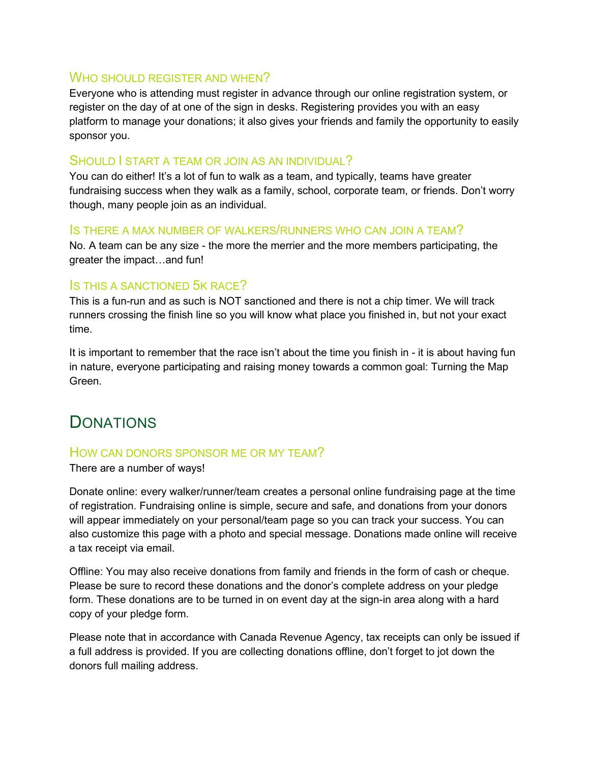### Who should register and when?

Everyone who is attending must register in advance through our online registration system, or register on the day of at one of the sign in desks. Registering provides you with an easy platform to manage your donations; it also gives your friends and family the opportunity to easily sponsor you.

### Should I start a team or join as an individual?

You can do either! It's a lot of fun to walk as a team, and typically, teams have greater fundraising success when they walk as a family, school, corporate team, or friends. Don't worry though, many people join as an individual.

### Is there a max number of walkers/runners who can join a team?

No. A team can be any size - the more the merrier and the more members participating, the greater the impact…and fun!

### Is this a sanctioned 5k race?

This is a fun-run and as such is NOT sanctioned and there is not a chip timer. We will track runners crossing the finish line so you will know what place you finished in, but not your exact time.

It is important to remember that the race isn't about the time you finish in - it is about having fun in nature, everyone participating and raising money towards a common goal: Turning the Map Green.

## Donations

### How can donors sponsor me or my team?

There are a number of ways!

Donate online: every walker/runner/team creates a personal online fundraising page at the time of registration. Fundraising online is simple, secure and safe, and donations from your donors will appear immediately on your personal/team page so you can track your success. You can also customize this page with a photo and special message. Donations made online will receive a tax receipt via email.

Offline: You may also receive donations from family and friends in the form of cash or cheque. Please be sure to record these donations and the donor's complete address on your pledge form. These donations are to be turned in on event day at the sign-in area along with a hard copy of your pledge form.

Please note that in accordance with Canada Revenue Agency, tax receipts can only be issued if a full address is provided. If you are collecting donations offline, don't forget to jot down the donors full mailing address.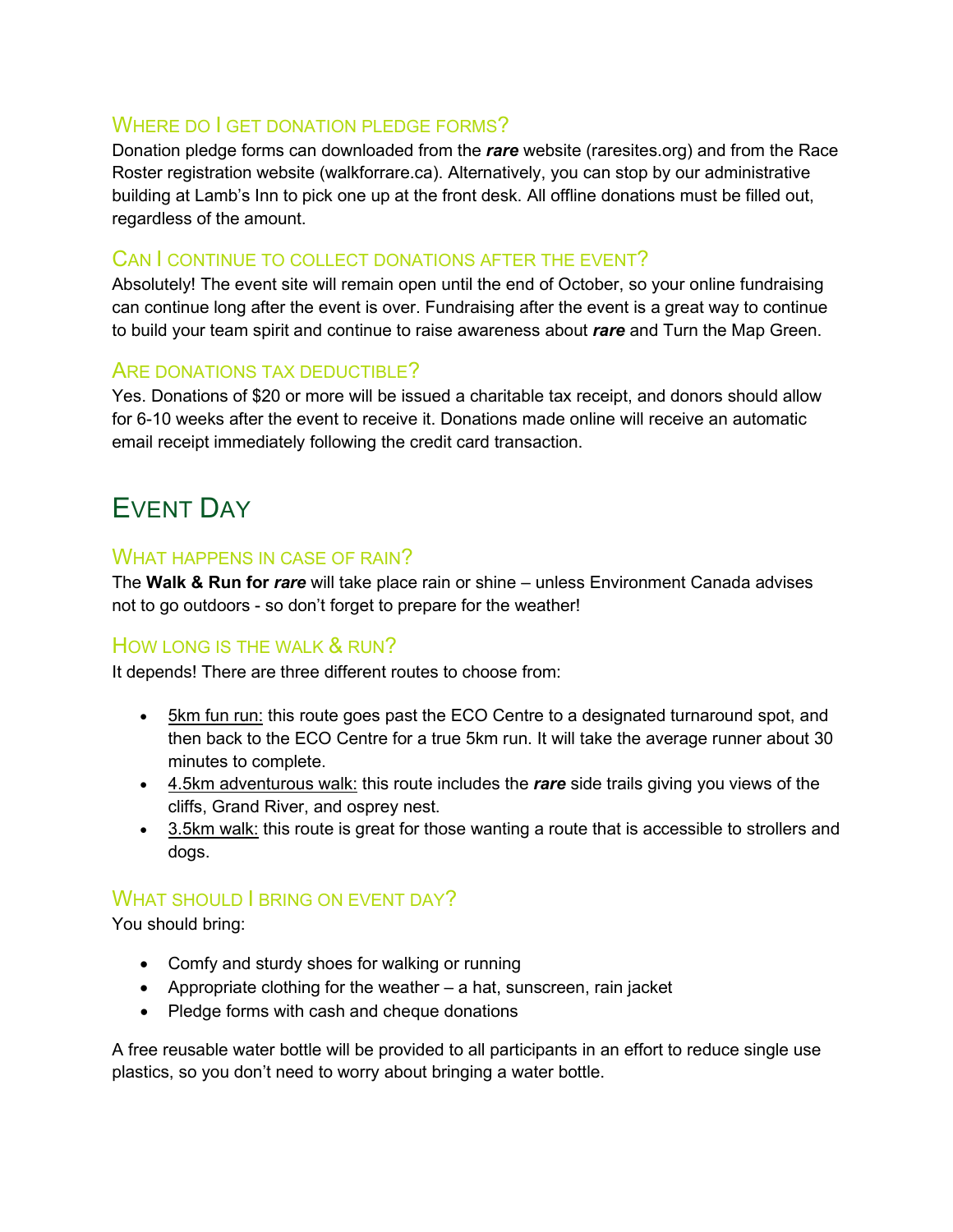### Where do I get donation pledge forms?

Donation pledge forms can downloaded from the ***rare*** website (raresites.org) and from the Race Roster registration website (walkforrare.ca). Alternatively, you can stop by our administrative building at Lamb's Inn to pick one up at the front desk. All offline donations must be filled out, regardless of the amount.

### Can I continue to collect donations after the event?

Absolutely! The event site will remain open until the end of October, so your online fundraising can continue long after the event is over. Fundraising after the event is a great way to continue to build your team spirit and continue to raise awareness about ***rare*** and Turn the Map Green.

### Are donations tax deductible?

Yes. Donations of $20 or more will be issued a charitable tax receipt, and donors should allow for 6-10 weeks after the event to receive it. Donations made online will receive an automatic email receipt immediately following the credit card transaction.

## Event Day

### What happens in case of rain?

The **Walk & Run for *rare*** will take place rain or shine – unless Environment Canada advises not to go outdoors - so don't forget to prepare for the weather!

### How long is the walk & run?

It depends! There are three different routes to choose from:

- <u>5km fun run:</u> this route goes past the ECO Centre to a designated turnaround spot, and then back to the ECO Centre for a true 5km run. It will take the average runner about 30 minutes to complete.
- <u>4.5km adventurous walk:</u> this route includes the ***rare*** side trails giving you views of the cliffs, Grand River, and osprey nest.
- <u>3.5km walk:</u> this route is great for those wanting a route that is accessible to strollers and dogs.

### What should I bring on event day?

You should bring:

- Comfy and sturdy shoes for walking or running
- Appropriate clothing for the weather – a hat, sunscreen, rain jacket
- Pledge forms with cash and cheque donations

A free reusable water bottle will be provided to all participants in an effort to reduce single use plastics, so you don't need to worry about bringing a water bottle.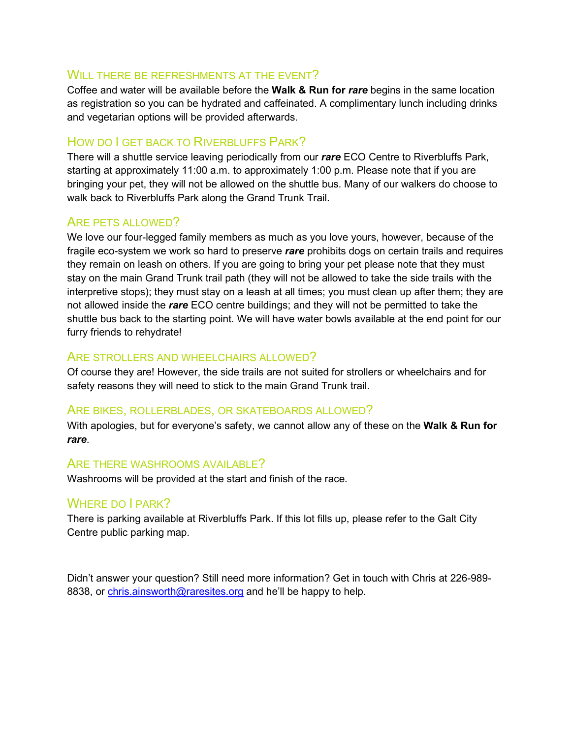## Will there be refreshments at the event?

Coffee and water will be available before the **Walk & Run for *rare*** begins in the same location as registration so you can be hydrated and caffeinated. A complimentary lunch including drinks and vegetarian options will be provided afterwards.

## How do I get back to Riverbluffs Park?

There will a shuttle service leaving periodically from our ***rare*** ECO Centre to Riverbluffs Park, starting at approximately 11:00 a.m. to approximately 1:00 p.m. Please note that if you are bringing your pet, they will not be allowed on the shuttle bus. Many of our walkers do choose to walk back to Riverbluffs Park along the Grand Trunk Trail.

## Are pets allowed?

We love our four-legged family members as much as you love yours, however, because of the fragile eco-system we work so hard to preserve ***rare*** prohibits dogs on certain trails and requires they remain on leash on others. If you are going to bring your pet please note that they must stay on the main Grand Trunk trail path (they will not be allowed to take the side trails with the interpretive stops); they must stay on a leash at all times; you must clean up after them; they are not allowed inside the ***rare*** ECO centre buildings; and they will not be permitted to take the shuttle bus back to the starting point. We will have water bowls available at the end point for our furry friends to rehydrate!

## Are strollers and wheelchairs allowed?

Of course they are! However, the side trails are not suited for strollers or wheelchairs and for safety reasons they will need to stick to the main Grand Trunk trail.

## Are bikes, rollerblades, or skateboards allowed?

With apologies, but for everyone's safety, we cannot allow any of these on the **Walk & Run for *rare***.

## Are there washrooms available?

Washrooms will be provided at the start and finish of the race.

## Where do I park?

There is parking available at Riverbluffs Park. If this lot fills up, please refer to the Galt City Centre public parking map.

Didn't answer your question? Still need more information? Get in touch with Chris at 226-989-8838, or chris.ainsworth@raresites.org and he'll be happy to help.